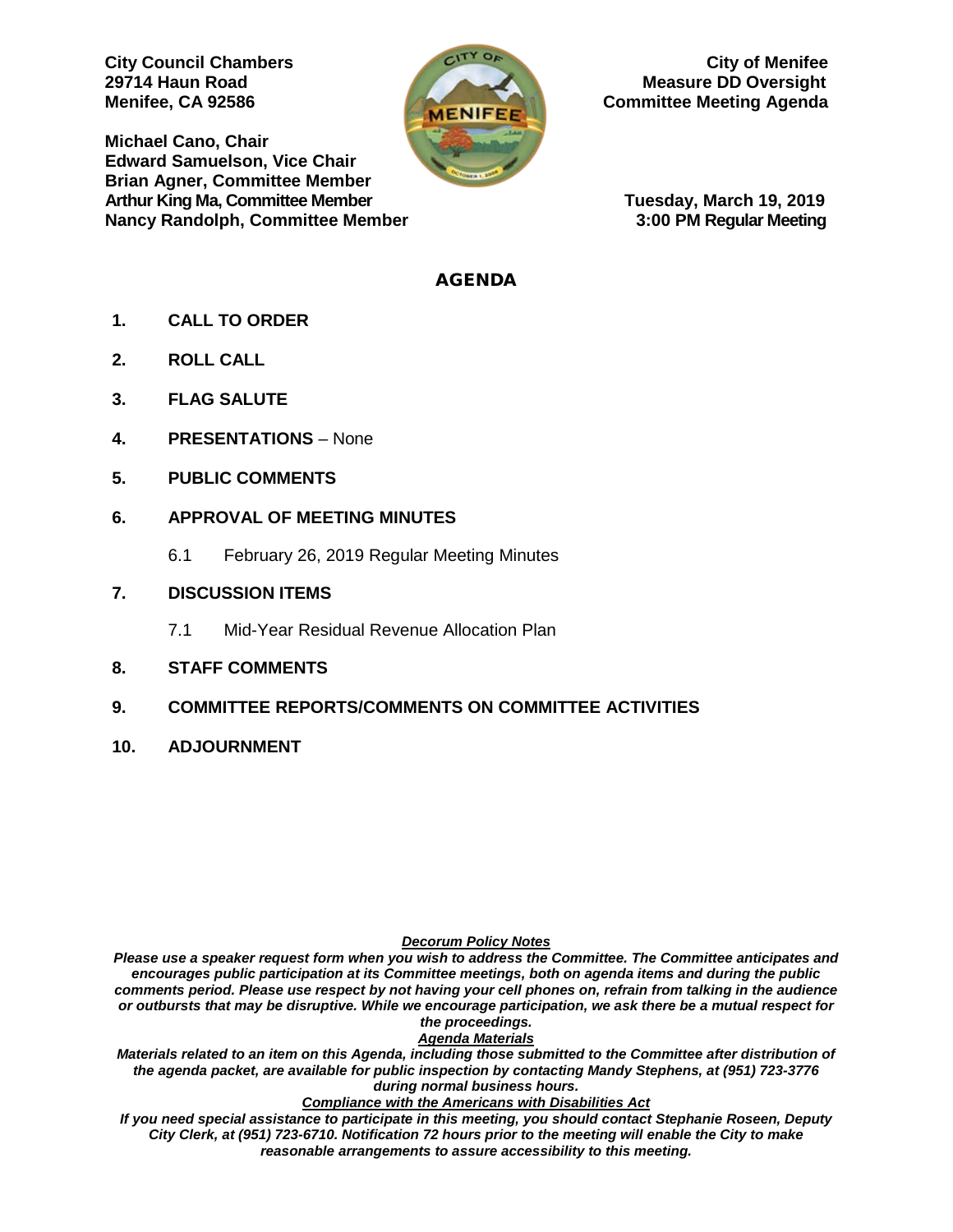**City Council Chambers**
**29714 Haun Road**
**Menifee, CA 92586**

**City of Menifee**
**Measure DD Oversight**
**Committee Meeting Agenda**

**Michael Cano, Chair**
**Edward Samuelson, Vice Chair**
**Brian Agner, Committee Member**
**Arthur King Ma, Committee Member**
**Nancy Randolph, Committee Member**

**Tuesday, March 19, 2019**
**3:00 PM Regular Meeting**

# AGENDA

**1. CALL TO ORDER**

**2. ROLL CALL**

**3. FLAG SALUTE**

**4. PRESENTATIONS** – None

**5. PUBLIC COMMENTS**

**6. APPROVAL OF MEETING MINUTES**

6.1 February 26, 2019 Regular Meeting Minutes

**7. DISCUSSION ITEMS**

7.1 Mid-Year Residual Revenue Allocation Plan

**8. STAFF COMMENTS**

**9. COMMITTEE REPORTS/COMMENTS ON COMMITTEE ACTIVITIES**

**10. ADJOURNMENT**

***Decorum Policy Notes***

***Please use a speaker request form when you wish to address the Committee. The Committee anticipates and encourages public participation at its Committee meetings, both on agenda items and during the public comments period. Please use respect by not having your cell phones on, refrain from talking in the audience or outbursts that may be disruptive. While we encourage participation, we ask there be a mutual respect for the proceedings.***

***Agenda Materials***

***Materials related to an item on this Agenda, including those submitted to the Committee after distribution of the agenda packet, are available for public inspection by contacting Mandy Stephens, at (951) 723-3776 during normal business hours.***

***Compliance with the Americans with Disabilities Act***

***If you need special assistance to participate in this meeting, you should contact Stephanie Roseen, Deputy City Clerk, at (951) 723-6710. Notification 72 hours prior to the meeting will enable the City to make reasonable arrangements to assure accessibility to this meeting.***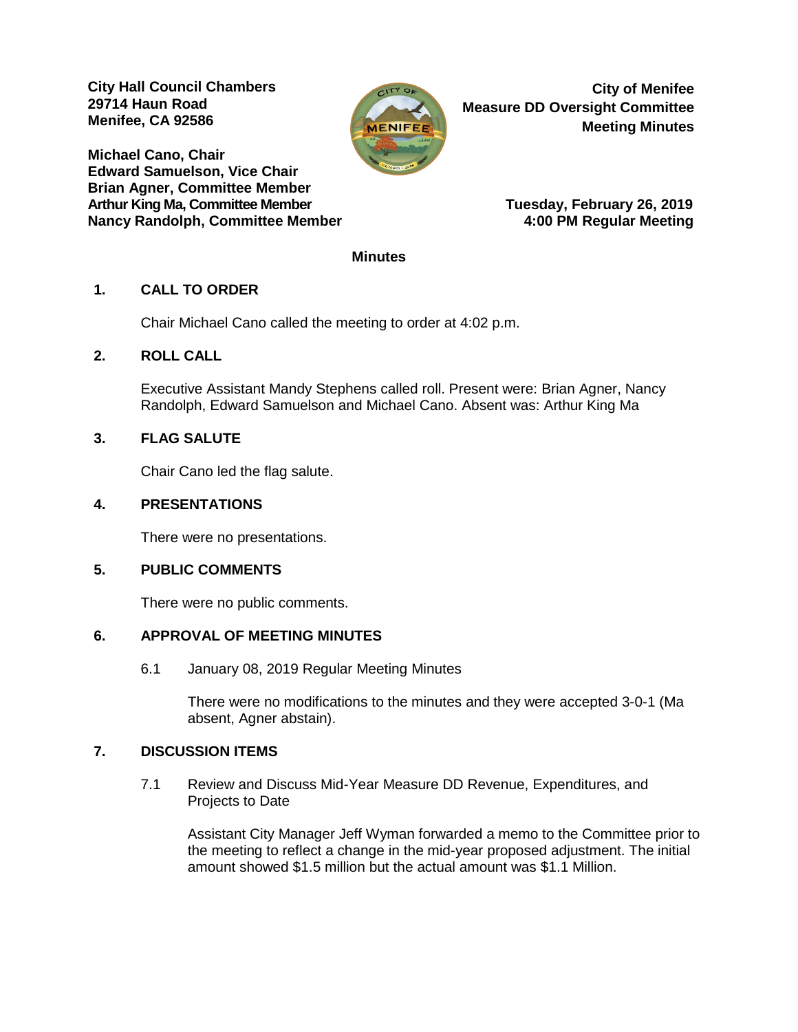**City Hall Council Chambers**
**29714 Haun Road**
**Menifee, CA 92586**

**Michael Cano, Chair**
**Edward Samuelson, Vice Chair**
**Brian Agner, Committee Member**
**Arthur King Ma, Committee Member**
**Nancy Randolph, Committee Member**

**City of Menifee**
**Measure DD Oversight Committee**
**Meeting Minutes**

**Tuesday, February 26, 2019**
**4:00 PM Regular Meeting**

**Minutes**

## 1. CALL TO ORDER

Chair Michael Cano called the meeting to order at 4:02 p.m.

## 2. ROLL CALL

Executive Assistant Mandy Stephens called roll. Present were: Brian Agner, Nancy Randolph, Edward Samuelson and Michael Cano. Absent was: Arthur King Ma

## 3. FLAG SALUTE

Chair Cano led the flag salute.

## 4. PRESENTATIONS

There were no presentations.

## 5. PUBLIC COMMENTS

There were no public comments.

## 6. APPROVAL OF MEETING MINUTES

6.1 January 08, 2019 Regular Meeting Minutes

There were no modifications to the minutes and they were accepted 3-0-1 (Ma absent, Agner abstain).

## 7. DISCUSSION ITEMS

7.1 Review and Discuss Mid-Year Measure DD Revenue, Expenditures, and Projects to Date

Assistant City Manager Jeff Wyman forwarded a memo to the Committee prior to the meeting to reflect a change in the mid-year proposed adjustment. The initial amount showed $1.5 million but the actual amount was $1.1 Million.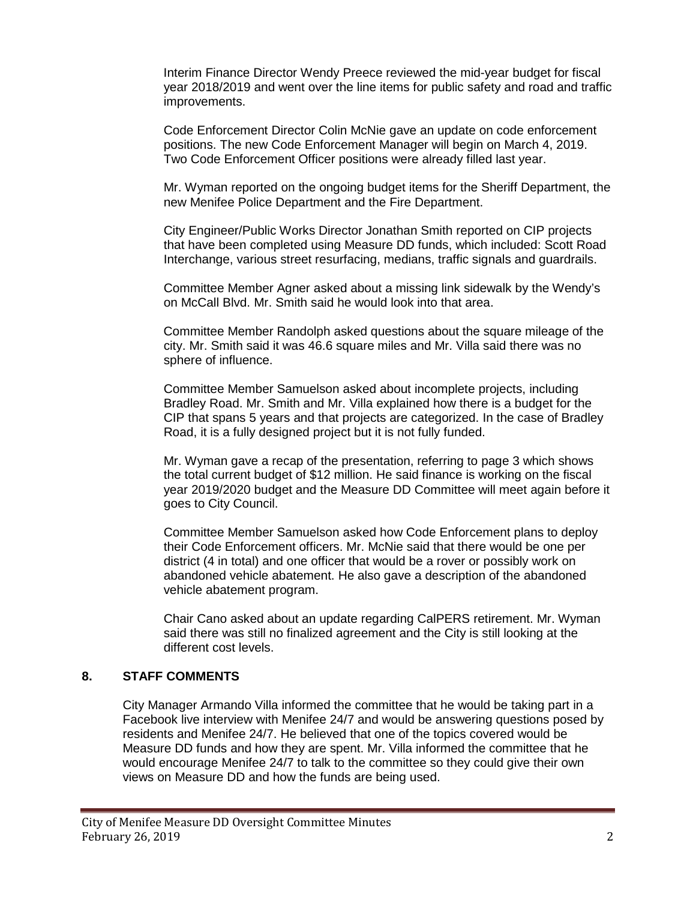Interim Finance Director Wendy Preece reviewed the mid-year budget for fiscal year 2018/2019 and went over the line items for public safety and road and traffic improvements.

Code Enforcement Director Colin McNie gave an update on code enforcement positions. The new Code Enforcement Manager will begin on March 4, 2019. Two Code Enforcement Officer positions were already filled last year.

Mr. Wyman reported on the ongoing budget items for the Sheriff Department, the new Menifee Police Department and the Fire Department.

City Engineer/Public Works Director Jonathan Smith reported on CIP projects that have been completed using Measure DD funds, which included: Scott Road Interchange, various street resurfacing, medians, traffic signals and guardrails.

Committee Member Agner asked about a missing link sidewalk by the Wendy's on McCall Blvd. Mr. Smith said he would look into that area.

Committee Member Randolph asked questions about the square mileage of the city. Mr. Smith said it was 46.6 square miles and Mr. Villa said there was no sphere of influence.

Committee Member Samuelson asked about incomplete projects, including Bradley Road. Mr. Smith and Mr. Villa explained how there is a budget for the CIP that spans 5 years and that projects are categorized. In the case of Bradley Road, it is a fully designed project but it is not fully funded.

Mr. Wyman gave a recap of the presentation, referring to page 3 which shows the total current budget of $12 million. He said finance is working on the fiscal year 2019/2020 budget and the Measure DD Committee will meet again before it goes to City Council.

Committee Member Samuelson asked how Code Enforcement plans to deploy their Code Enforcement officers. Mr. McNie said that there would be one per district (4 in total) and one officer that would be a rover or possibly work on abandoned vehicle abatement. He also gave a description of the abandoned vehicle abatement program.

Chair Cano asked about an update regarding CalPERS retirement. Mr. Wyman said there was still no finalized agreement and the City is still looking at the different cost levels.

## 8. STAFF COMMENTS

City Manager Armando Villa informed the committee that he would be taking part in a Facebook live interview with Menifee 24/7 and would be answering questions posed by residents and Menifee 24/7. He believed that one of the topics covered would be Measure DD funds and how they are spent. Mr. Villa informed the committee that he would encourage Menifee 24/7 to talk to the committee so they could give their own views on Measure DD and how the funds are being used.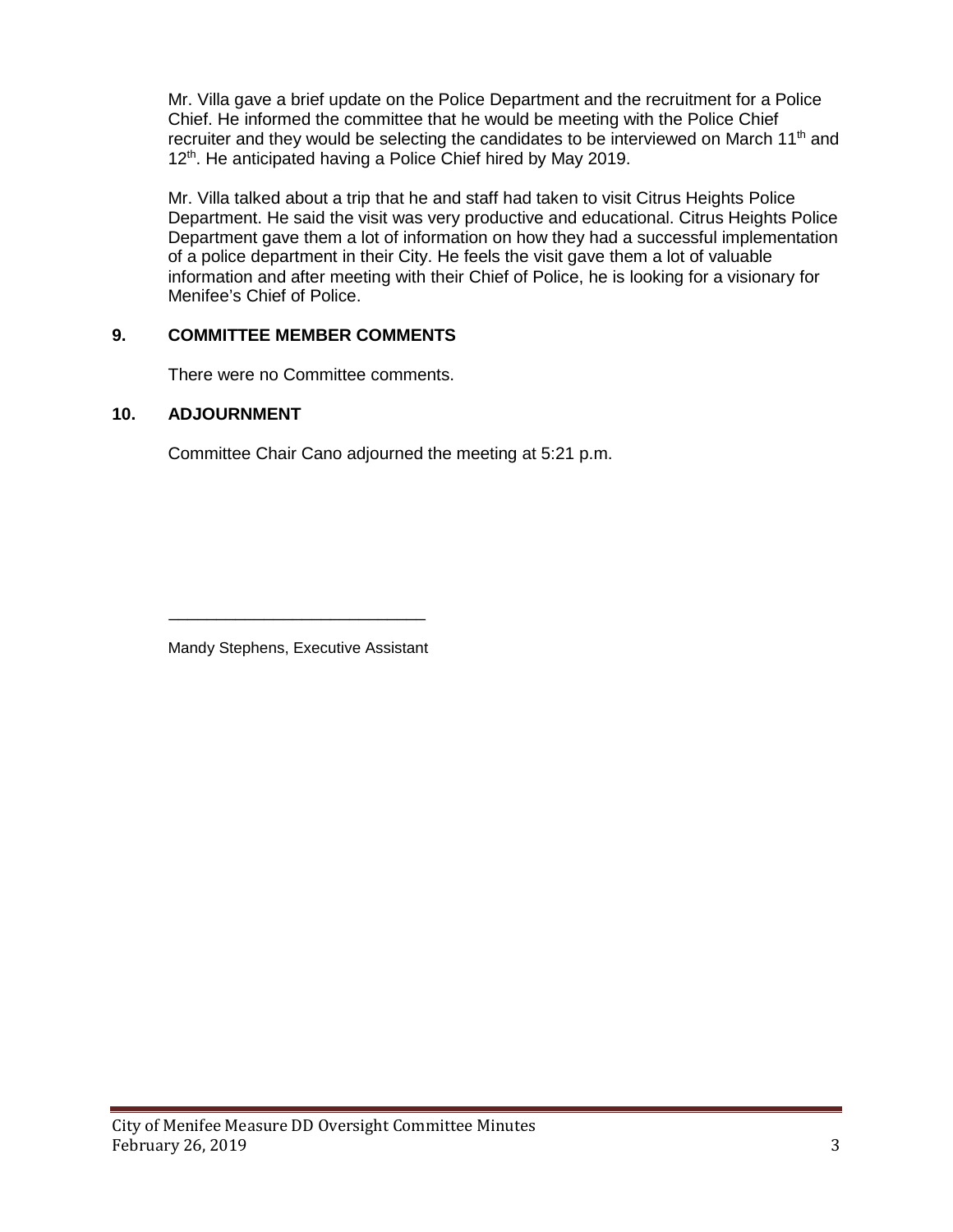Mr. Villa gave a brief update on the Police Department and the recruitment for a Police Chief. He informed the committee that he would be meeting with the Police Chief recruiter and they would be selecting the candidates to be interviewed on March 11th and 12th. He anticipated having a Police Chief hired by May 2019.

Mr. Villa talked about a trip that he and staff had taken to visit Citrus Heights Police Department. He said the visit was very productive and educational. Citrus Heights Police Department gave them a lot of information on how they had a successful implementation of a police department in their City. He feels the visit gave them a lot of valuable information and after meeting with their Chief of Police, he is looking for a visionary for Menifee's Chief of Police.

## 9. COMMITTEE MEMBER COMMENTS

There were no Committee comments.

## 10. ADJOURNMENT

Committee Chair Cano adjourned the meeting at 5:21 p.m.

\_\_\_\_\_\_\_\_\_\_\_\_\_\_\_\_\_\_\_\_\_\_\_\_\_\_\_\_

Mandy Stephens, Executive Assistant